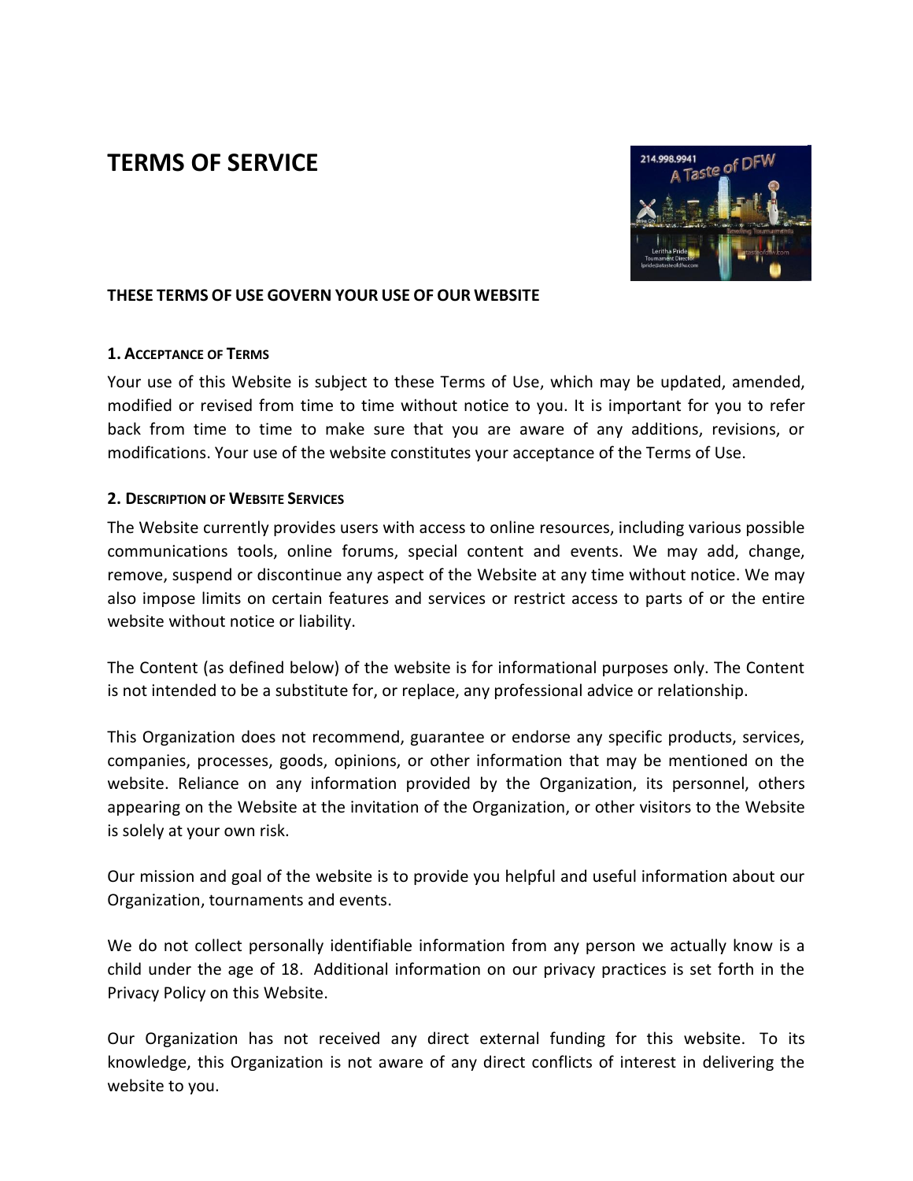# TERMS OF SERVICE

**THESE TERMS OF USE GOVERN YOUR USE OF OUR WEBSITE**

**1. Acceptance of Terms**

Your use of this Website is subject to these Terms of Use, which may be updated, amended, modified or revised from time to time without notice to you. It is important for you to refer back from time to time to make sure that you are aware of any additions, revisions, or modifications. Your use of the website constitutes your acceptance of the Terms of Use.

**2. Description of Website Services**

The Website currently provides users with access to online resources, including various possible communications tools, online forums, special content and events. We may add, change, remove, suspend or discontinue any aspect of the Website at any time without notice. We may also impose limits on certain features and services or restrict access to parts of or the entire website without notice or liability.

The Content (as defined below) of the website is for informational purposes only. The Content is not intended to be a substitute for, or replace, any professional advice or relationship.

This Organization does not recommend, guarantee or endorse any specific products, services, companies, processes, goods, opinions, or other information that may be mentioned on the website. Reliance on any information provided by the Organization, its personnel, others appearing on the Website at the invitation of the Organization, or other visitors to the Website is solely at your own risk.

Our mission and goal of the website is to provide you helpful and useful information about our Organization, tournaments and events.

We do not collect personally identifiable information from any person we actually know is a child under the age of 18. Additional information on our privacy practices is set forth in the Privacy Policy on this Website.

Our Organization has not received any direct external funding for this website. To its knowledge, this Organization is not aware of any direct conflicts of interest in delivering the website to you.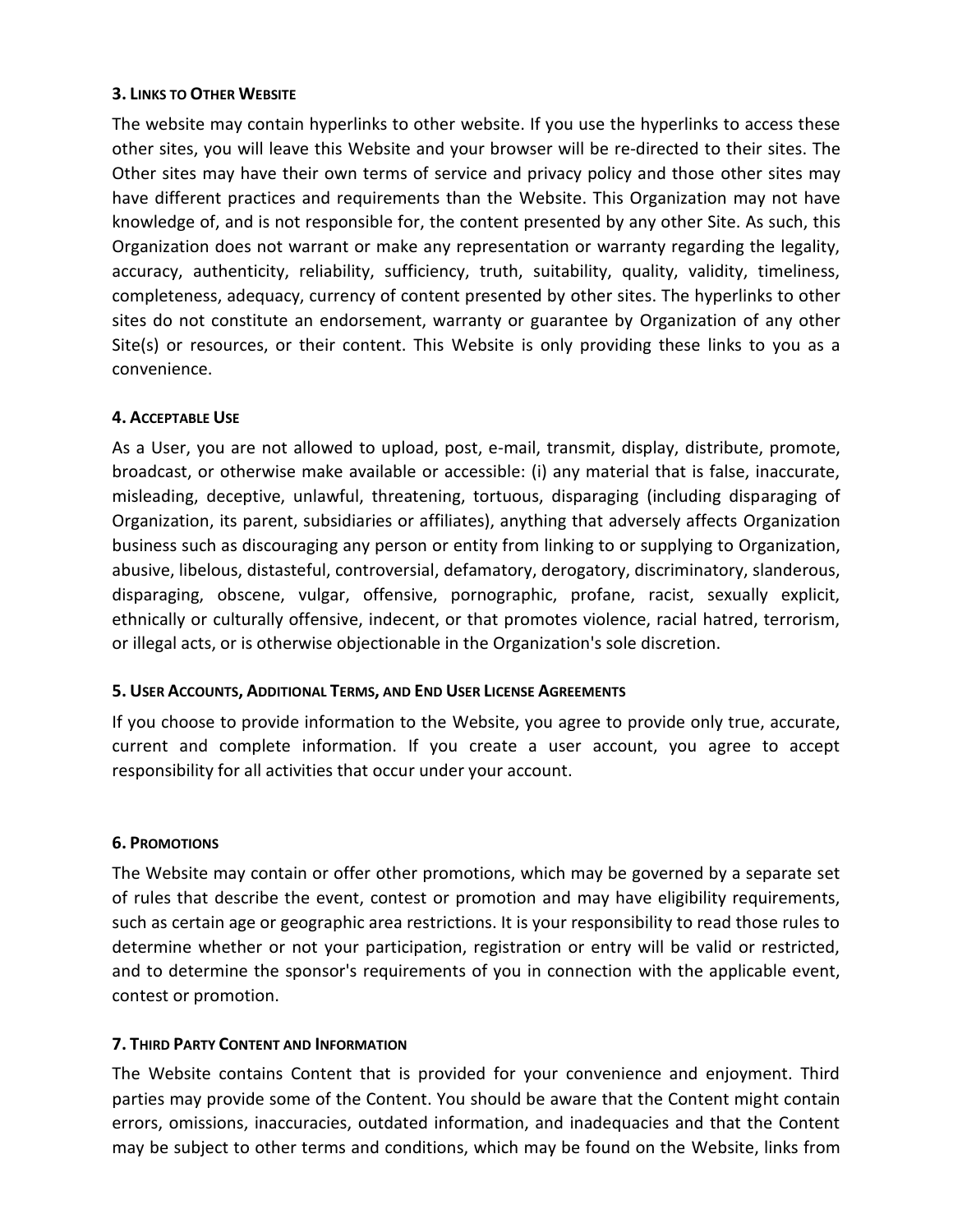#### **3. Links to Other Website**

The website may contain hyperlinks to other website. If you use the hyperlinks to access these other sites, you will leave this Website and your browser will be re-directed to their sites. The Other sites may have their own terms of service and privacy policy and those other sites may have different practices and requirements than the Website. This Organization may not have knowledge of, and is not responsible for, the content presented by any other Site. As such, this Organization does not warrant or make any representation or warranty regarding the legality, accuracy, authenticity, reliability, sufficiency, truth, suitability, quality, validity, timeliness, completeness, adequacy, currency of content presented by other sites. The hyperlinks to other sites do not constitute an endorsement, warranty or guarantee by Organization of any other Site(s) or resources, or their content. This Website is only providing these links to you as a convenience.

#### **4. Acceptable Use**

As a User, you are not allowed to upload, post, e-mail, transmit, display, distribute, promote, broadcast, or otherwise make available or accessible: (i) any material that is false, inaccurate, misleading, deceptive, unlawful, threatening, tortuous, disparaging (including disparaging of Organization, its parent, subsidiaries or affiliates), anything that adversely affects Organization business such as discouraging any person or entity from linking to or supplying to Organization, abusive, libelous, distasteful, controversial, defamatory, derogatory, discriminatory, slanderous, disparaging, obscene, vulgar, offensive, pornographic, profane, racist, sexually explicit, ethnically or culturally offensive, indecent, or that promotes violence, racial hatred, terrorism, or illegal acts, or is otherwise objectionable in the Organization's sole discretion.

#### **5. User Accounts, Additional Terms, and End User License Agreements**

If you choose to provide information to the Website, you agree to provide only true, accurate, current and complete information. If you create a user account, you agree to accept responsibility for all activities that occur under your account.

#### **6. Promotions**

The Website may contain or offer other promotions, which may be governed by a separate set of rules that describe the event, contest or promotion and may have eligibility requirements, such as certain age or geographic area restrictions. It is your responsibility to read those rules to determine whether or not your participation, registration or entry will be valid or restricted, and to determine the sponsor's requirements of you in connection with the applicable event, contest or promotion.

#### **7. Third Party Content and Information**

The Website contains Content that is provided for your convenience and enjoyment. Third parties may provide some of the Content. You should be aware that the Content might contain errors, omissions, inaccuracies, outdated information, and inadequacies and that the Content may be subject to other terms and conditions, which may be found on the Website, links from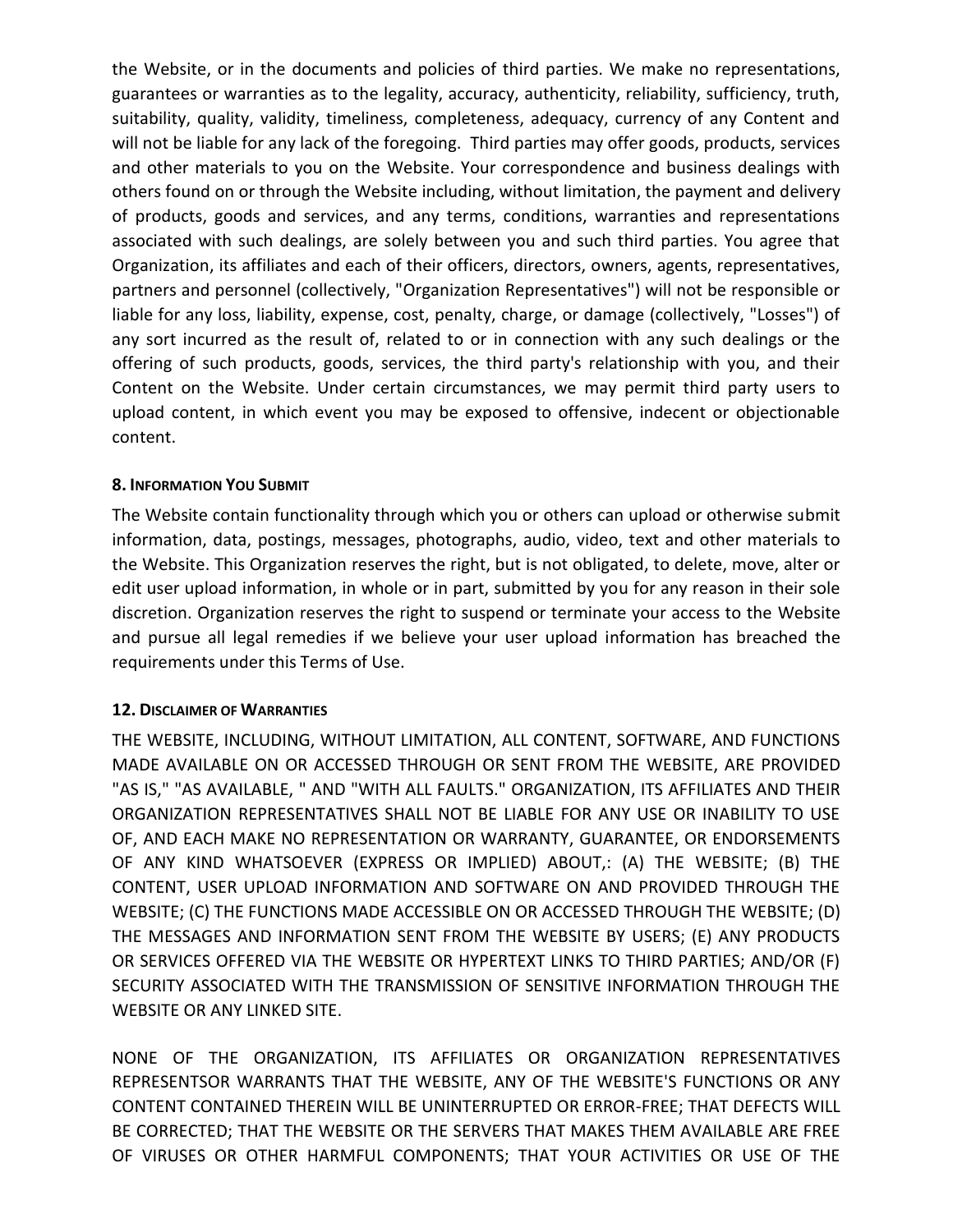the Website, or in the documents and policies of third parties. We make no representations, guarantees or warranties as to the legality, accuracy, authenticity, reliability, sufficiency, truth, suitability, quality, validity, timeliness, completeness, adequacy, currency of any Content and will not be liable for any lack of the foregoing. Third parties may offer goods, products, services and other materials to you on the Website. Your correspondence and business dealings with others found on or through the Website including, without limitation, the payment and delivery of products, goods and services, and any terms, conditions, warranties and representations associated with such dealings, are solely between you and such third parties. You agree that Organization, its affiliates and each of their officers, directors, owners, agents, representatives, partners and personnel (collectively, "Organization Representatives") will not be responsible or liable for any loss, liability, expense, cost, penalty, charge, or damage (collectively, "Losses") of any sort incurred as the result of, related to or in connection with any such dealings or the offering of such products, goods, services, the third party's relationship with you, and their Content on the Website. Under certain circumstances, we may permit third party users to upload content, in which event you may be exposed to offensive, indecent or objectionable content.

### 8. Information You Submit

The Website contain functionality through which you or others can upload or otherwise submit information, data, postings, messages, photographs, audio, video, text and other materials to the Website. This Organization reserves the right, but is not obligated, to delete, move, alter or edit user upload information, in whole or in part, submitted by you for any reason in their sole discretion. Organization reserves the right to suspend or terminate your access to the Website and pursue all legal remedies if we believe your user upload information has breached the requirements under this Terms of Use.

### 12. Disclaimer of Warranties

THE WEBSITE, INCLUDING, WITHOUT LIMITATION, ALL CONTENT, SOFTWARE, AND FUNCTIONS MADE AVAILABLE ON OR ACCESSED THROUGH OR SENT FROM THE WEBSITE, ARE PROVIDED "AS IS," "AS AVAILABLE, " AND "WITH ALL FAULTS." ORGANIZATION, ITS AFFILIATES AND THEIR ORGANIZATION REPRESENTATIVES SHALL NOT BE LIABLE FOR ANY USE OR INABILITY TO USE OF, AND EACH MAKE NO REPRESENTATION OR WARRANTY, GUARANTEE, OR ENDORSEMENTS OF ANY KIND WHATSOEVER (EXPRESS OR IMPLIED) ABOUT,: (A) THE WEBSITE; (B) THE CONTENT, USER UPLOAD INFORMATION AND SOFTWARE ON AND PROVIDED THROUGH THE WEBSITE; (C) THE FUNCTIONS MADE ACCESSIBLE ON OR ACCESSED THROUGH THE WEBSITE; (D) THE MESSAGES AND INFORMATION SENT FROM THE WEBSITE BY USERS; (E) ANY PRODUCTS OR SERVICES OFFERED VIA THE WEBSITE OR HYPERTEXT LINKS TO THIRD PARTIES; AND/OR (F) SECURITY ASSOCIATED WITH THE TRANSMISSION OF SENSITIVE INFORMATION THROUGH THE WEBSITE OR ANY LINKED SITE.

NONE OF THE ORGANIZATION, ITS AFFILIATES OR ORGANIZATION REPRESENTATIVES REPRESENTSOR WARRANTS THAT THE WEBSITE, ANY OF THE WEBSITE'S FUNCTIONS OR ANY CONTENT CONTAINED THEREIN WILL BE UNINTERRUPTED OR ERROR-FREE; THAT DEFECTS WILL BE CORRECTED; THAT THE WEBSITE OR THE SERVERS THAT MAKES THEM AVAILABLE ARE FREE OF VIRUSES OR OTHER HARMFUL COMPONENTS; THAT YOUR ACTIVITIES OR USE OF THE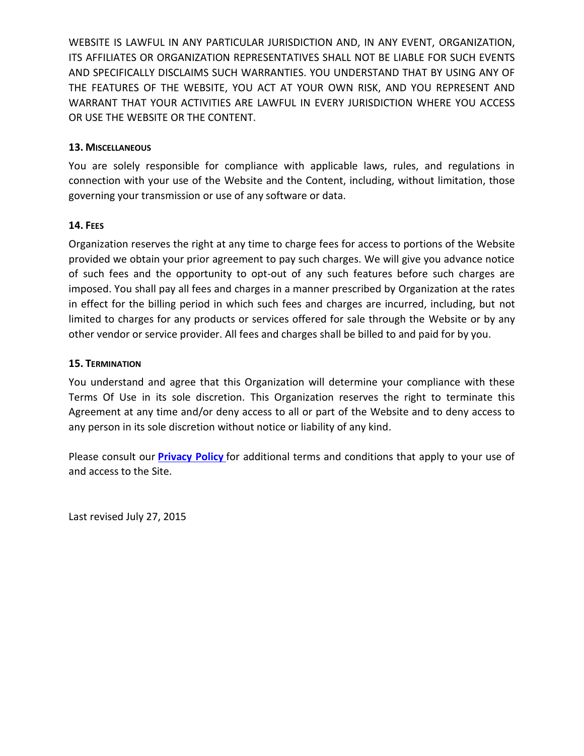WEBSITE IS LAWFUL IN ANY PARTICULAR JURISDICTION AND, IN ANY EVENT, ORGANIZATION, ITS AFFILIATES OR ORGANIZATION REPRESENTATIVES SHALL NOT BE LIABLE FOR SUCH EVENTS AND SPECIFICALLY DISCLAIMS SUCH WARRANTIES. YOU UNDERSTAND THAT BY USING ANY OF THE FEATURES OF THE WEBSITE, YOU ACT AT YOUR OWN RISK, AND YOU REPRESENT AND WARRANT THAT YOUR ACTIVITIES ARE LAWFUL IN EVERY JURISDICTION WHERE YOU ACCESS OR USE THE WEBSITE OR THE CONTENT.

**13. MISCELLANEOUS**

You are solely responsible for compliance with applicable laws, rules, and regulations in connection with your use of the Website and the Content, including, without limitation, those governing your transmission or use of any software or data.

**14. FEES**

Organization reserves the right at any time to charge fees for access to portions of the Website provided we obtain your prior agreement to pay such charges. We will give you advance notice of such fees and the opportunity to opt-out of any such features before such charges are imposed. You shall pay all fees and charges in a manner prescribed by Organization at the rates in effect for the billing period in which such fees and charges are incurred, including, but not limited to charges for any products or services offered for sale through the Website or by any other vendor or service provider. All fees and charges shall be billed to and paid for by you.

**15. TERMINATION**

You understand and agree that this Organization will determine your compliance with these Terms Of Use in its sole discretion. This Organization reserves the right to terminate this Agreement at any time and/or deny access to all or part of the Website and to deny access to any person in its sole discretion without notice or liability of any kind.

Please consult our **Privacy Policy** for additional terms and conditions that apply to your use of and access to the Site.

Last revised July 27, 2015